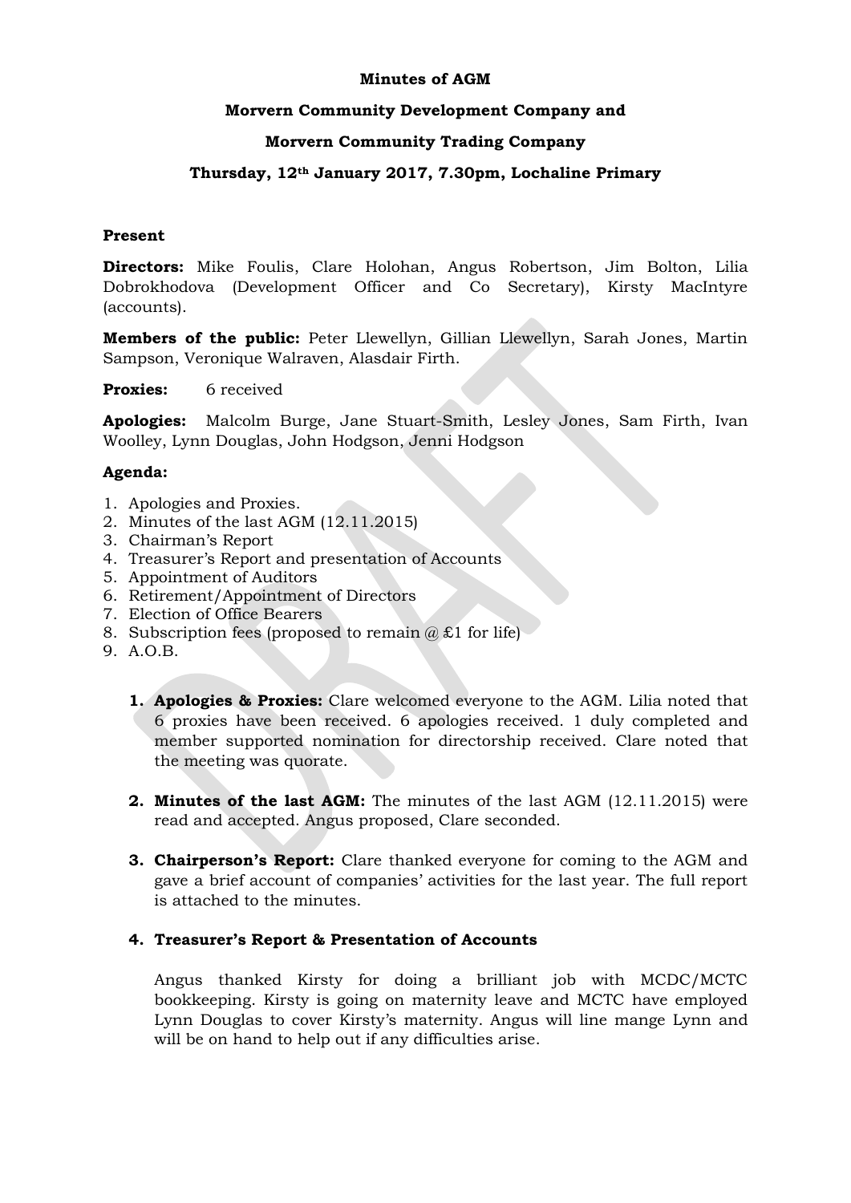**Minutes of AGM**

**Morvern Community Development Company and**

**Morvern Community Trading Company**

**Thursday, 12th January 2017, 7.30pm, Lochaline Primary**

**Present**

**Directors:** Mike Foulis, Clare Holohan, Angus Robertson, Jim Bolton, Lilia Dobrokhodova (Development Officer and Co Secretary), Kirsty MacIntyre (accounts).

**Members of the public:** Peter Llewellyn, Gillian Llewellyn, Sarah Jones, Martin Sampson, Veronique Walraven, Alasdair Firth.

**Proxies:** 6 received

**Apologies:** Malcolm Burge, Jane Stuart-Smith, Lesley Jones, Sam Firth, Ivan Woolley, Lynn Douglas, John Hodgson, Jenni Hodgson

**Agenda:**

1. Apologies and Proxies.
2. Minutes of the last AGM (12.11.2015)
3. Chairman's Report
4. Treasurer's Report and presentation of Accounts
5. Appointment of Auditors
6. Retirement/Appointment of Directors
7. Election of Office Bearers
8. Subscription fees (proposed to remain @ £1 for life)
9. A.O.B.

1. **Apologies & Proxies:** Clare welcomed everyone to the AGM. Lilia noted that 6 proxies have been received. 6 apologies received. 1 duly completed and member supported nomination for directorship received. Clare noted that the meeting was quorate.

2. **Minutes of the last AGM:** The minutes of the last AGM (12.11.2015) were read and accepted. Angus proposed, Clare seconded.

3. **Chairperson's Report:** Clare thanked everyone for coming to the AGM and gave a brief account of companies' activities for the last year. The full report is attached to the minutes.

4. **Treasurer's Report & Presentation of Accounts**

   Angus thanked Kirsty for doing a brilliant job with MCDC/MCTC bookkeeping. Kirsty is going on maternity leave and MCTC have employed Lynn Douglas to cover Kirsty's maternity. Angus will line mange Lynn and will be on hand to help out if any difficulties arise.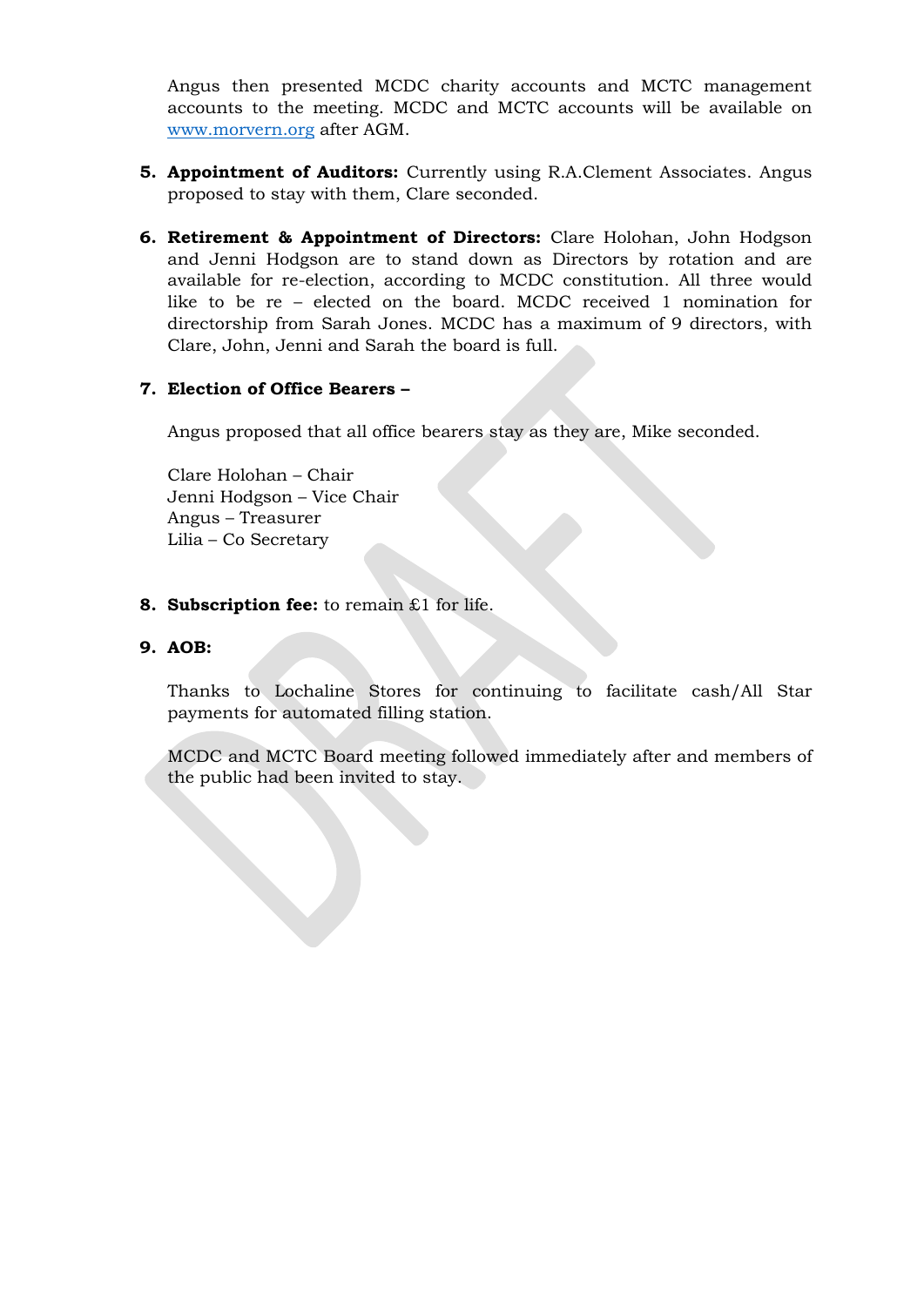Angus then presented MCDC charity accounts and MCTC management accounts to the meeting. MCDC and MCTC accounts will be available on www.morvern.org after AGM.

5. **Appointment of Auditors:** Currently using R.A.Clement Associates. Angus proposed to stay with them, Clare seconded.

6. **Retirement & Appointment of Directors:** Clare Holohan, John Hodgson and Jenni Hodgson are to stand down as Directors by rotation and are available for re-election, according to MCDC constitution. All three would like to be re – elected on the board. MCDC received 1 nomination for directorship from Sarah Jones. MCDC has a maximum of 9 directors, with Clare, John, Jenni and Sarah the board is full.

7. **Election of Office Bearers –**

   Angus proposed that all office bearers stay as they are, Mike seconded.

   Clare Holohan – Chair
   Jenni Hodgson – Vice Chair
   Angus – Treasurer
   Lilia – Co Secretary

8. **Subscription fee:** to remain £1 for life.

9. **AOB:**

   Thanks to Lochaline Stores for continuing to facilitate cash/All Star payments for automated filling station.

   MCDC and MCTC Board meeting followed immediately after and members of the public had been invited to stay.